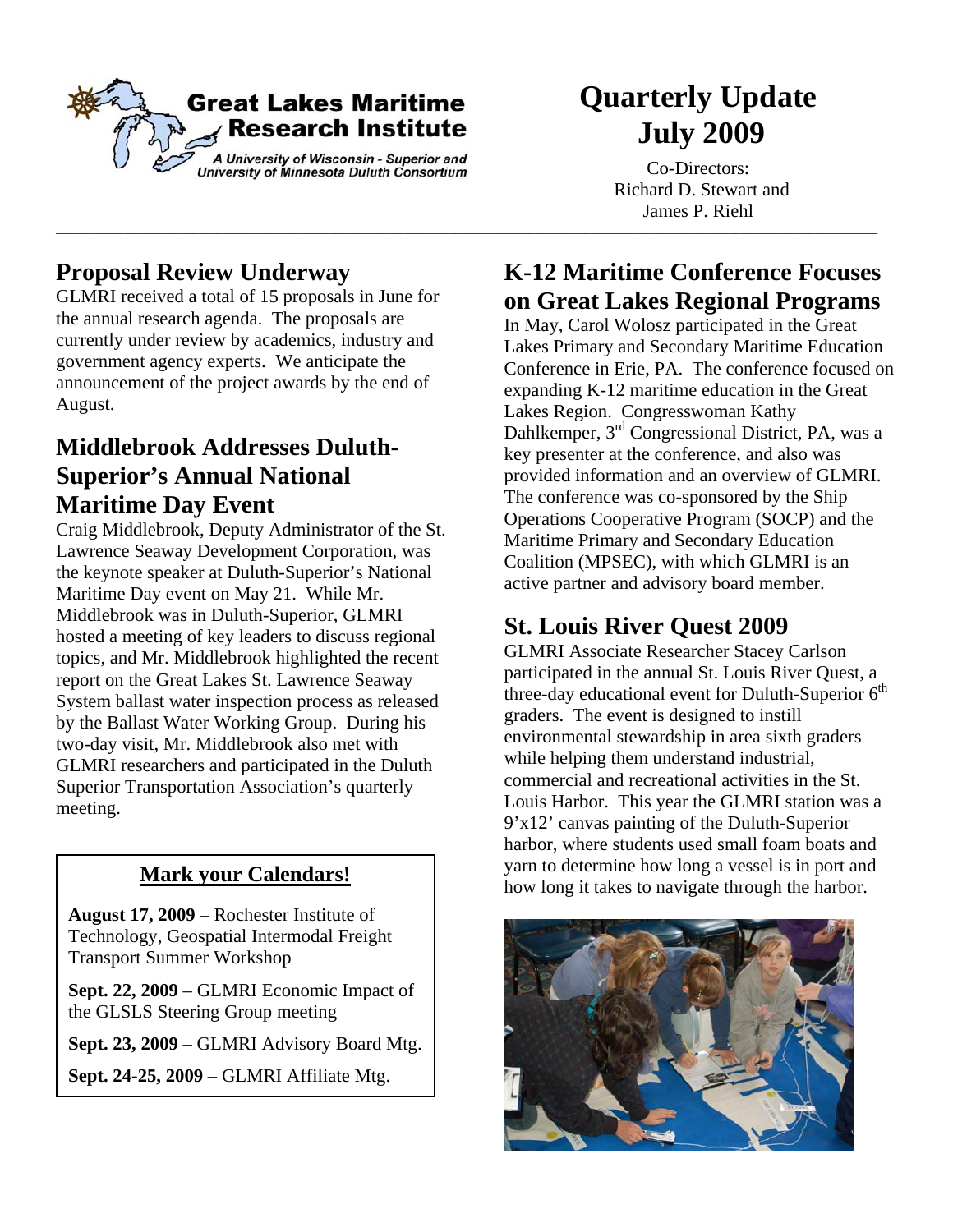**Great Lakes Maritime Research Institute**

*A University of Wisconsin - Superior and University of Minnesota Duluth Consortium*

# Quarterly Update July 2009

Co-Directors:
Richard D. Stewart and
James P. Riehl

## Proposal Review Underway

GLMRI received a total of 15 proposals in June for the annual research agenda. The proposals are currently under review by academics, industry and government agency experts. We anticipate the announcement of the project awards by the end of August.

## Middlebrook Addresses Duluth-Superior's Annual National Maritime Day Event

Craig Middlebrook, Deputy Administrator of the St. Lawrence Seaway Development Corporation, was the keynote speaker at Duluth-Superior's National Maritime Day event on May 21. While Mr. Middlebrook was in Duluth-Superior, GLMRI hosted a meeting of key leaders to discuss regional topics, and Mr. Middlebrook highlighted the recent report on the Great Lakes St. Lawrence Seaway System ballast water inspection process as released by the Ballast Water Working Group. During his two-day visit, Mr. Middlebrook also met with GLMRI researchers and participated in the Duluth Superior Transportation Association's quarterly meeting.

### Mark your Calendars!

**August 17, 2009** – Rochester Institute of Technology, Geospatial Intermodal Freight Transport Summer Workshop

**Sept. 22, 2009** – GLMRI Economic Impact of the GLSLS Steering Group meeting

**Sept. 23, 2009** – GLMRI Advisory Board Mtg.

**Sept. 24-25, 2009** – GLMRI Affiliate Mtg.

## K-12 Maritime Conference Focuses on Great Lakes Regional Programs

In May, Carol Wolosz participated in the Great Lakes Primary and Secondary Maritime Education Conference in Erie, PA. The conference focused on expanding K-12 maritime education in the Great Lakes Region. Congresswoman Kathy Dahlkemper, 3rd Congressional District, PA, was a key presenter at the conference, and also was provided information and an overview of GLMRI. The conference was co-sponsored by the Ship Operations Cooperative Program (SOCP) and the Maritime Primary and Secondary Education Coalition (MPSEC), with which GLMRI is an active partner and advisory board member.

## St. Louis River Quest 2009

GLMRI Associate Researcher Stacey Carlson participated in the annual St. Louis River Quest, a three-day educational event for Duluth-Superior 6th graders. The event is designed to instill environmental stewardship in area sixth graders while helping them understand industrial, commercial and recreational activities in the St. Louis Harbor. This year the GLMRI station was a 9'x12' canvas painting of the Duluth-Superior harbor, where students used small foam boats and yarn to determine how long a vessel is in port and how long it takes to navigate through the harbor.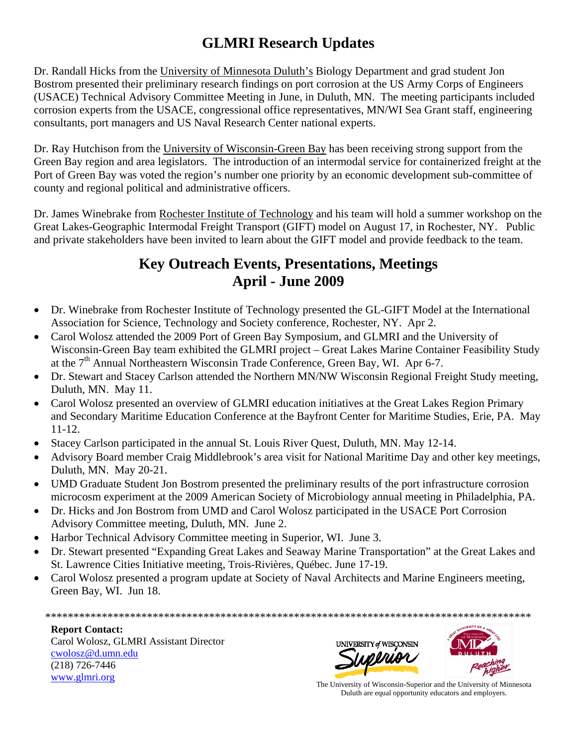# GLMRI Research Updates

Dr. Randall Hicks from the University of Minnesota Duluth's Biology Department and grad student Jon Bostrom presented their preliminary research findings on port corrosion at the US Army Corps of Engineers (USACE) Technical Advisory Committee Meeting in June, in Duluth, MN. The meeting participants included corrosion experts from the USACE, congressional office representatives, MN/WI Sea Grant staff, engineering consultants, port managers and US Naval Research Center national experts.

Dr. Ray Hutchison from the University of Wisconsin-Green Bay has been receiving strong support from the Green Bay region and area legislators. The introduction of an intermodal service for containerized freight at the Port of Green Bay was voted the region's number one priority by an economic development sub-committee of county and regional political and administrative officers.

Dr. James Winebrake from Rochester Institute of Technology and his team will hold a summer workshop on the Great Lakes-Geographic Intermodal Freight Transport (GIFT) model on August 17, in Rochester, NY. Public and private stakeholders have been invited to learn about the GIFT model and provide feedback to the team.

# Key Outreach Events, Presentations, Meetings April - June 2009

- Dr. Winebrake from Rochester Institute of Technology presented the GL-GIFT Model at the International Association for Science, Technology and Society conference, Rochester, NY. Apr 2.
- Carol Wolosz attended the 2009 Port of Green Bay Symposium, and GLMRI and the University of Wisconsin-Green Bay team exhibited the GLMRI project – Great Lakes Marine Container Feasibility Study at the 7th Annual Northeastern Wisconsin Trade Conference, Green Bay, WI. Apr 6-7.
- Dr. Stewart and Stacey Carlson attended the Northern MN/NW Wisconsin Regional Freight Study meeting, Duluth, MN. May 11.
- Carol Wolosz presented an overview of GLMRI education initiatives at the Great Lakes Region Primary and Secondary Maritime Education Conference at the Bayfront Center for Maritime Studies, Erie, PA. May 11-12.
- Stacey Carlson participated in the annual St. Louis River Quest, Duluth, MN. May 12-14.
- Advisory Board member Craig Middlebrook's area visit for National Maritime Day and other key meetings, Duluth, MN. May 20-21.
- UMD Graduate Student Jon Bostrom presented the preliminary results of the port infrastructure corrosion microcosm experiment at the 2009 American Society of Microbiology annual meeting in Philadelphia, PA.
- Dr. Hicks and Jon Bostrom from UMD and Carol Wolosz participated in the USACE Port Corrosion Advisory Committee meeting, Duluth, MN. June 2.
- Harbor Technical Advisory Committee meeting in Superior, WI. June 3.
- Dr. Stewart presented "Expanding Great Lakes and Seaway Marine Transportation" at the Great Lakes and St. Lawrence Cities Initiative meeting, Trois-Rivières, Québec. June 17-19.
- Carol Wolosz presented a program update at Society of Naval Architects and Marine Engineers meeting, Green Bay, WI. Jun 18.

*******************************************************************************************

**Report Contact:**
Carol Wolosz, GLMRI Assistant Director
cwolosz@d.umn.edu
(218) 726-7446
www.glmri.org

The University of Wisconsin-Superior and the University of Minnesota Duluth are equal opportunity educators and employers.